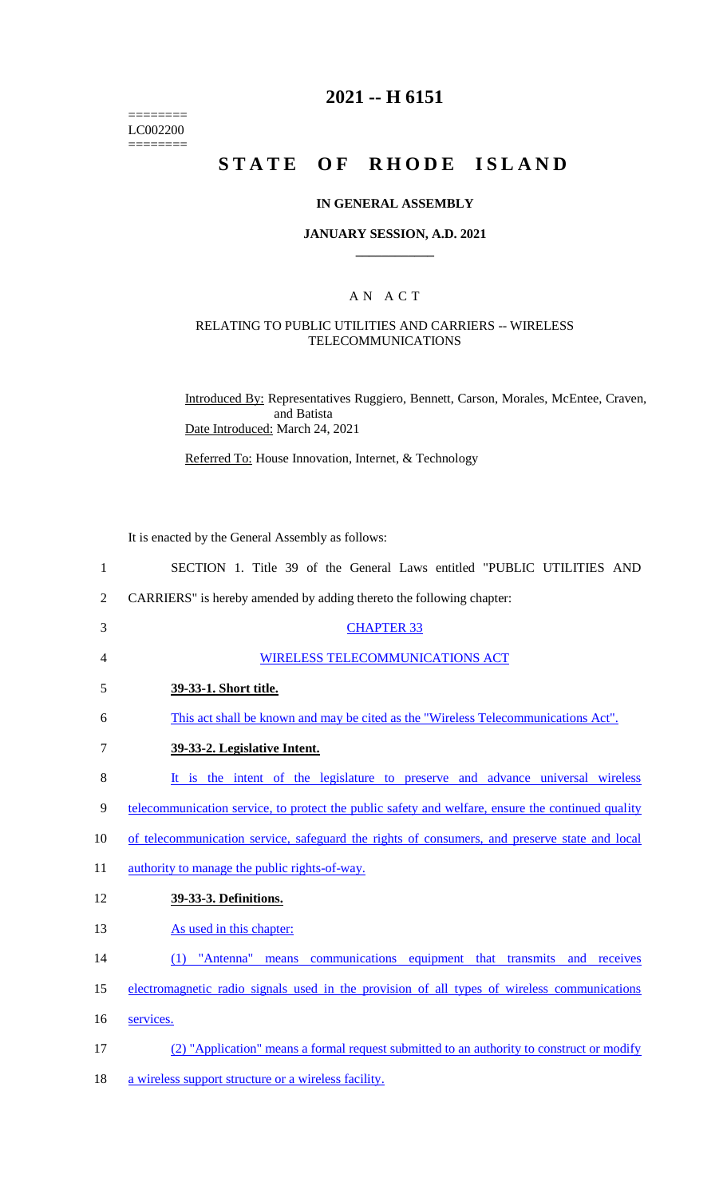======== LC002200 ========

# 2021 -- H 6151

# STATE OF RHODE ISLAND

### IN GENERAL ASSEMBLY

### JANUARY SESSION, A.D. 2021

## A N A C T

### RELATING TO PUBLIC UTILITIES AND CARRIERS -- WIRELESS TELECOMMUNICATIONS

Introduced By: Representatives Ruggiero, Bennett, Carson, Morales, McEntee, Craven, and Batista

Date Introduced: March 24, 2021

Referred To: House Innovation, Internet, & Technology

It is enacted by the General Assembly as follows:

SECTION 1. Title 39 of the General Laws entitled "PUBLIC UTILITIES AND CARRIERS" is hereby amended by adding thereto the following chapter:

CHAPTER 33

WIRELESS TELECOMMUNICATIONS ACT

**39-33-1. Short title.**

This act shall be known and may be cited as the "Wireless Telecommunications Act".

**39-33-2. Legislative Intent.**

It is the intent of the legislature to preserve and advance universal wireless telecommunication service, to protect the public safety and welfare, ensure the continued quality of telecommunication service, safeguard the rights of consumers, and preserve state and local authority to manage the public rights-of-way.

**39-33-3. Definitions.**

As used in this chapter:

(1) "Antenna" means communications equipment that transmits and receives electromagnetic radio signals used in the provision of all types of wireless communications services.

(2) "Application" means a formal request submitted to an authority to construct or modify a wireless support structure or a wireless facility.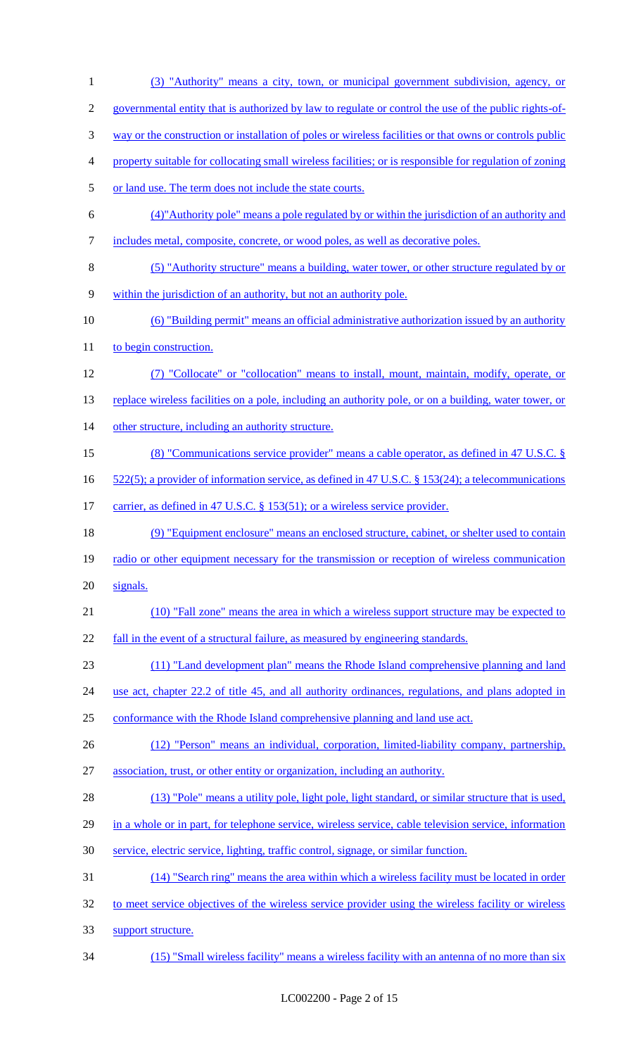(3) "Authority" means a city, town, or municipal government subdivision, agency, or governmental entity that is authorized by law to regulate or control the use of the public rights-of-way or the construction or installation of poles or wireless facilities or that owns or controls public property suitable for collocating small wireless facilities; or is responsible for regulation of zoning or land use. The term does not include the state courts.

(4)"Authority pole" means a pole regulated by or within the jurisdiction of an authority and includes metal, composite, concrete, or wood poles, as well as decorative poles.

(5) "Authority structure" means a building, water tower, or other structure regulated by or within the jurisdiction of an authority, but not an authority pole.

(6) "Building permit" means an official administrative authorization issued by an authority to begin construction.

(7) "Collocate" or "collocation" means to install, mount, maintain, modify, operate, or replace wireless facilities on a pole, including an authority pole, or on a building, water tower, or other structure, including an authority structure.

(8) "Communications service provider" means a cable operator, as defined in 47 U.S.C. § 522(5); a provider of information service, as defined in 47 U.S.C. § 153(24); a telecommunications carrier, as defined in 47 U.S.C. § 153(51); or a wireless service provider.

(9) "Equipment enclosure" means an enclosed structure, cabinet, or shelter used to contain radio or other equipment necessary for the transmission or reception of wireless communication signals.

(10) "Fall zone" means the area in which a wireless support structure may be expected to fall in the event of a structural failure, as measured by engineering standards.

(11) "Land development plan" means the Rhode Island comprehensive planning and land use act, chapter 22.2 of title 45, and all authority ordinances, regulations, and plans adopted in conformance with the Rhode Island comprehensive planning and land use act.

(12) "Person" means an individual, corporation, limited-liability company, partnership, association, trust, or other entity or organization, including an authority.

(13) "Pole" means a utility pole, light pole, light standard, or similar structure that is used, in a whole or in part, for telephone service, wireless service, cable television service, information service, electric service, lighting, traffic control, signage, or similar function.

(14) "Search ring" means the area within which a wireless facility must be located in order to meet service objectives of the wireless service provider using the wireless facility or wireless support structure.

(15) "Small wireless facility" means a wireless facility with an antenna of no more than six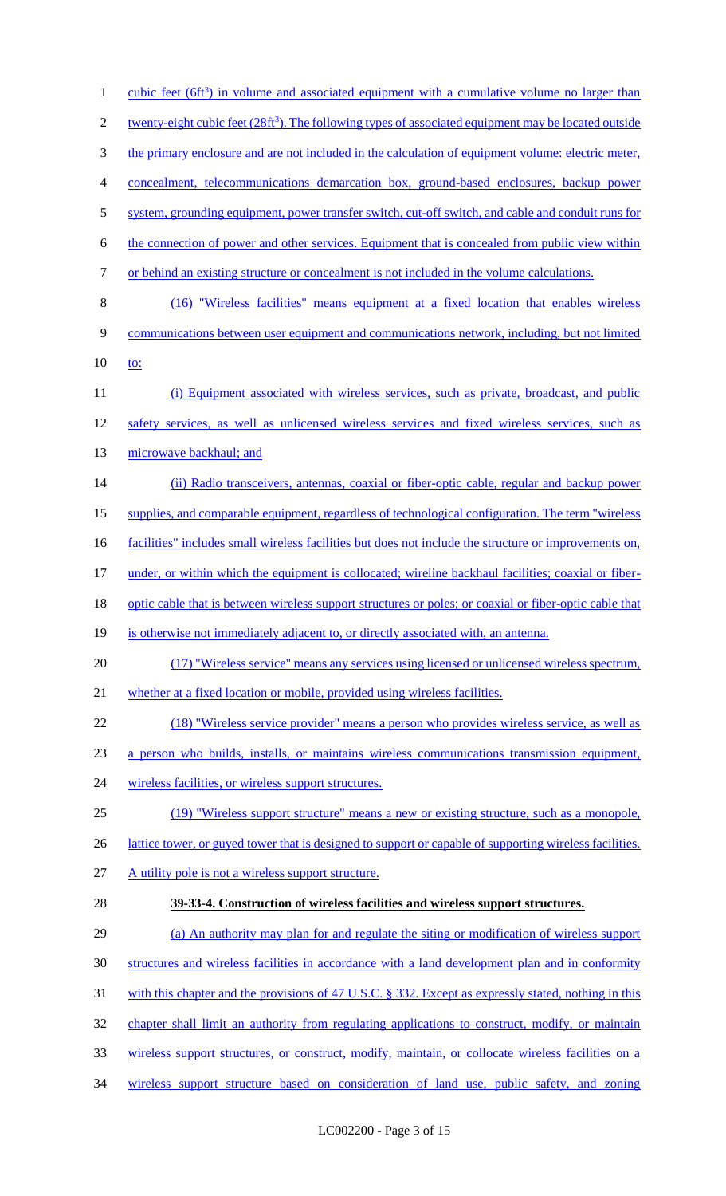cubic feet ($6ft^3$) in volume and associated equipment with a cumulative volume no larger than twenty-eight cubic feet ($28ft^3$). The following types of associated equipment may be located outside the primary enclosure and are not included in the calculation of equipment volume: electric meter, concealment, telecommunications demarcation box, ground-based enclosures, backup power system, grounding equipment, power transfer switch, cut-off switch, and cable and conduit runs for the connection of power and other services. Equipment that is concealed from public view within or behind an existing structure or concealment is not included in the volume calculations.

(16) "Wireless facilities" means equipment at a fixed location that enables wireless communications between user equipment and communications network, including, but not limited to:

(i) Equipment associated with wireless services, such as private, broadcast, and public safety services, as well as unlicensed wireless services and fixed wireless services, such as microwave backhaul; and

(ii) Radio transceivers, antennas, coaxial or fiber-optic cable, regular and backup power supplies, and comparable equipment, regardless of technological configuration. The term "wireless facilities" includes small wireless facilities but does not include the structure or improvements on, under, or within which the equipment is collocated; wireline backhaul facilities; coaxial or fiber-optic cable that is between wireless support structures or poles; or coaxial or fiber-optic cable that is otherwise not immediately adjacent to, or directly associated with, an antenna.

(17) "Wireless service" means any services using licensed or unlicensed wireless spectrum, whether at a fixed location or mobile, provided using wireless facilities.

(18) "Wireless service provider" means a person who provides wireless service, as well as a person who builds, installs, or maintains wireless communications transmission equipment, wireless facilities, or wireless support structures.

(19) "Wireless support structure" means a new or existing structure, such as a monopole, lattice tower, or guyed tower that is designed to support or capable of supporting wireless facilities. A utility pole is not a wireless support structure.

**39-33-4. Construction of wireless facilities and wireless support structures.**

(a) An authority may plan for and regulate the siting or modification of wireless support structures and wireless facilities in accordance with a land development plan and in conformity with this chapter and the provisions of 47 U.S.C. § 332. Except as expressly stated, nothing in this chapter shall limit an authority from regulating applications to construct, modify, or maintain wireless support structures, or construct, modify, maintain, or collocate wireless facilities on a wireless support structure based on consideration of land use, public safety, and zoning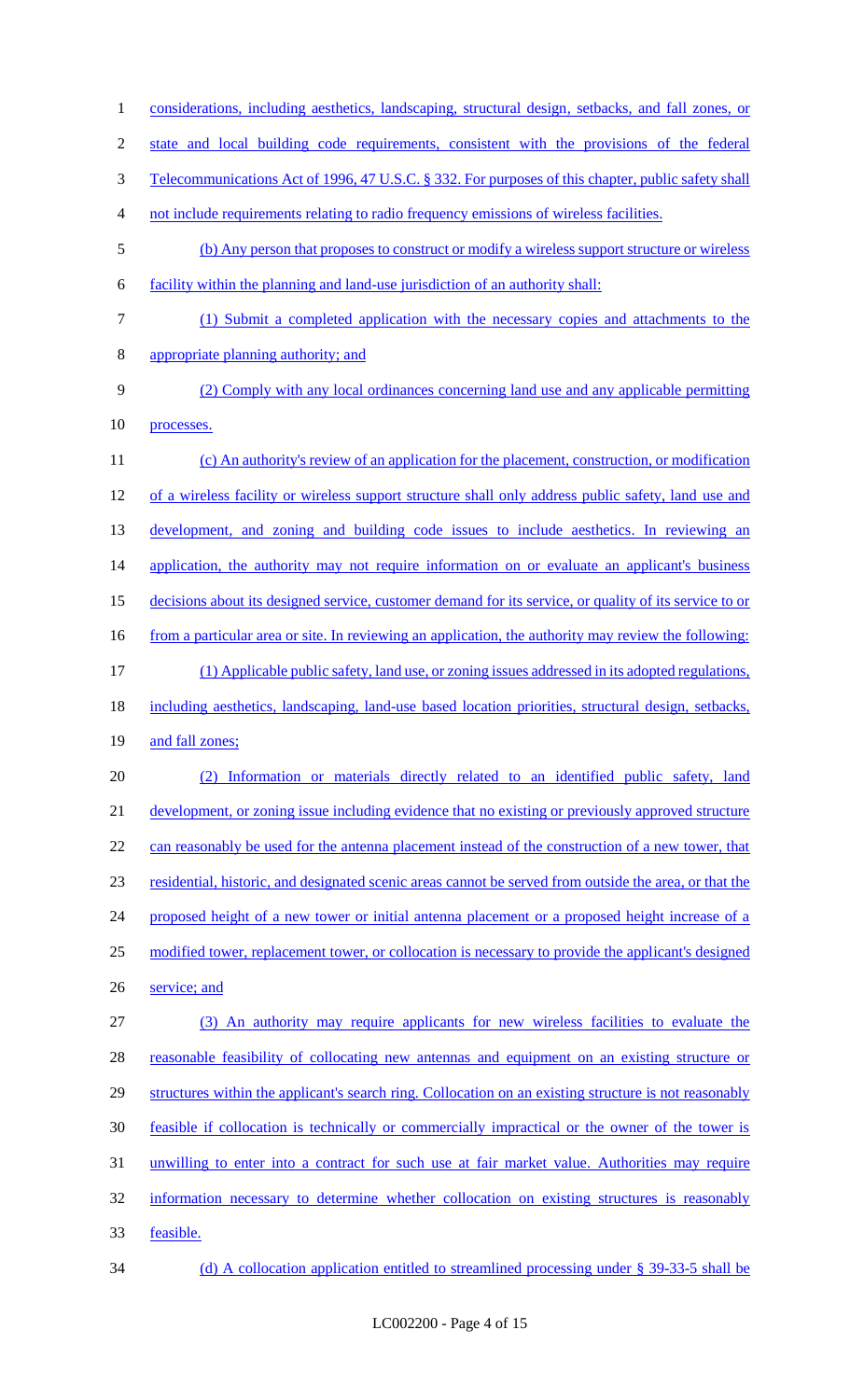considerations, including aesthetics, landscaping, structural design, setbacks, and fall zones, or state and local building code requirements, consistent with the provisions of the federal Telecommunications Act of 1996, 47 U.S.C. § 332. For purposes of this chapter, public safety shall not include requirements relating to radio frequency emissions of wireless facilities.

(b) Any person that proposes to construct or modify a wireless support structure or wireless facility within the planning and land-use jurisdiction of an authority shall:

(1) Submit a completed application with the necessary copies and attachments to the appropriate planning authority; and

(2) Comply with any local ordinances concerning land use and any applicable permitting processes.

(c) An authority's review of an application for the placement, construction, or modification of a wireless facility or wireless support structure shall only address public safety, land use and development, and zoning and building code issues to include aesthetics. In reviewing an application, the authority may not require information on or evaluate an applicant's business decisions about its designed service, customer demand for its service, or quality of its service to or from a particular area or site. In reviewing an application, the authority may review the following:

(1) Applicable public safety, land use, or zoning issues addressed in its adopted regulations, including aesthetics, landscaping, land-use based location priorities, structural design, setbacks, and fall zones;

(2) Information or materials directly related to an identified public safety, land development, or zoning issue including evidence that no existing or previously approved structure can reasonably be used for the antenna placement instead of the construction of a new tower, that residential, historic, and designated scenic areas cannot be served from outside the area, or that the proposed height of a new tower or initial antenna placement or a proposed height increase of a modified tower, replacement tower, or collocation is necessary to provide the applicant's designed service; and

(3) An authority may require applicants for new wireless facilities to evaluate the reasonable feasibility of collocating new antennas and equipment on an existing structure or structures within the applicant's search ring. Collocation on an existing structure is not reasonably feasible if collocation is technically or commercially impractical or the owner of the tower is unwilling to enter into a contract for such use at fair market value. Authorities may require information necessary to determine whether collocation on existing structures is reasonably feasible.

(d) A collocation application entitled to streamlined processing under § 39-33-5 shall be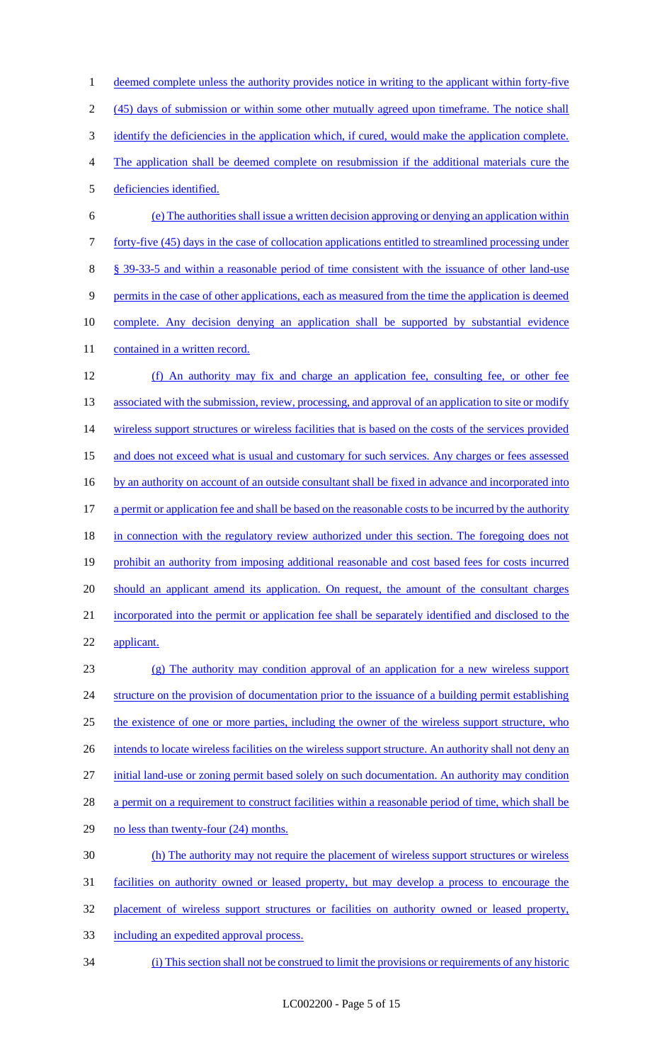deemed complete unless the authority provides notice in writing to the applicant within forty-five (45) days of submission or within some other mutually agreed upon timeframe. The notice shall identify the deficiencies in the application which, if cured, would make the application complete. The application shall be deemed complete on resubmission if the additional materials cure the deficiencies identified.

(e) The authorities shall issue a written decision approving or denying an application within forty-five (45) days in the case of collocation applications entitled to streamlined processing under § 39-33-5 and within a reasonable period of time consistent with the issuance of other land-use permits in the case of other applications, each as measured from the time the application is deemed complete. Any decision denying an application shall be supported by substantial evidence contained in a written record.

(f) An authority may fix and charge an application fee, consulting fee, or other fee associated with the submission, review, processing, and approval of an application to site or modify wireless support structures or wireless facilities that is based on the costs of the services provided and does not exceed what is usual and customary for such services. Any charges or fees assessed by an authority on account of an outside consultant shall be fixed in advance and incorporated into a permit or application fee and shall be based on the reasonable costs to be incurred by the authority in connection with the regulatory review authorized under this section. The foregoing does not prohibit an authority from imposing additional reasonable and cost based fees for costs incurred should an applicant amend its application. On request, the amount of the consultant charges incorporated into the permit or application fee shall be separately identified and disclosed to the applicant.

(g) The authority may condition approval of an application for a new wireless support structure on the provision of documentation prior to the issuance of a building permit establishing the existence of one or more parties, including the owner of the wireless support structure, who intends to locate wireless facilities on the wireless support structure. An authority shall not deny an initial land-use or zoning permit based solely on such documentation. An authority may condition a permit on a requirement to construct facilities within a reasonable period of time, which shall be no less than twenty-four (24) months.

(h) The authority may not require the placement of wireless support structures or wireless facilities on authority owned or leased property, but may develop a process to encourage the placement of wireless support structures or facilities on authority owned or leased property, including an expedited approval process.

(i) This section shall not be construed to limit the provisions or requirements of any historic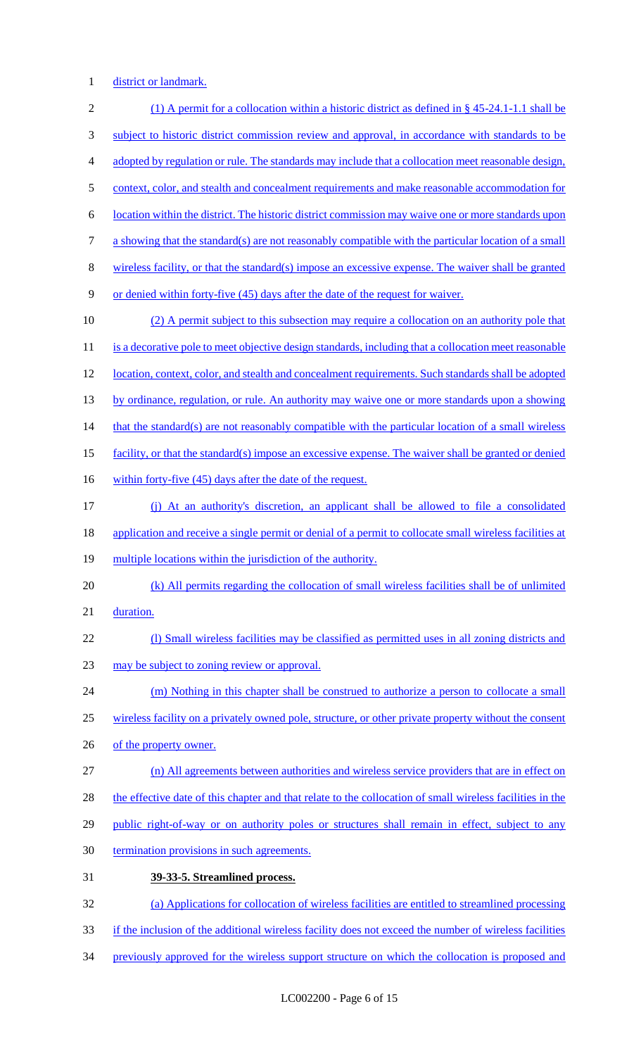district or landmark.

(1) A permit for a collocation within a historic district as defined in § 45-24.1-1.1 shall be subject to historic district commission review and approval, in accordance with standards to be adopted by regulation or rule. The standards may include that a collocation meet reasonable design, context, color, and stealth and concealment requirements and make reasonable accommodation for location within the district. The historic district commission may waive one or more standards upon a showing that the standard(s) are not reasonably compatible with the particular location of a small wireless facility, or that the standard(s) impose an excessive expense. The waiver shall be granted or denied within forty-five (45) days after the date of the request for waiver.

(2) A permit subject to this subsection may require a collocation on an authority pole that is a decorative pole to meet objective design standards, including that a collocation meet reasonable location, context, color, and stealth and concealment requirements. Such standards shall be adopted by ordinance, regulation, or rule. An authority may waive one or more standards upon a showing that the standard(s) are not reasonably compatible with the particular location of a small wireless facility, or that the standard(s) impose an excessive expense. The waiver shall be granted or denied within forty-five (45) days after the date of the request.

(j) At an authority's discretion, an applicant shall be allowed to file a consolidated application and receive a single permit or denial of a permit to collocate small wireless facilities at multiple locations within the jurisdiction of the authority.

(k) All permits regarding the collocation of small wireless facilities shall be of unlimited duration.

(l) Small wireless facilities may be classified as permitted uses in all zoning districts and may be subject to zoning review or approval.

(m) Nothing in this chapter shall be construed to authorize a person to collocate a small wireless facility on a privately owned pole, structure, or other private property without the consent of the property owner.

(n) All agreements between authorities and wireless service providers that are in effect on the effective date of this chapter and that relate to the collocation of small wireless facilities in the public right-of-way or on authority poles or structures shall remain in effect, subject to any termination provisions in such agreements.

**39-33-5. Streamlined process.**

(a) Applications for collocation of wireless facilities are entitled to streamlined processing if the inclusion of the additional wireless facility does not exceed the number of wireless facilities previously approved for the wireless support structure on which the collocation is proposed and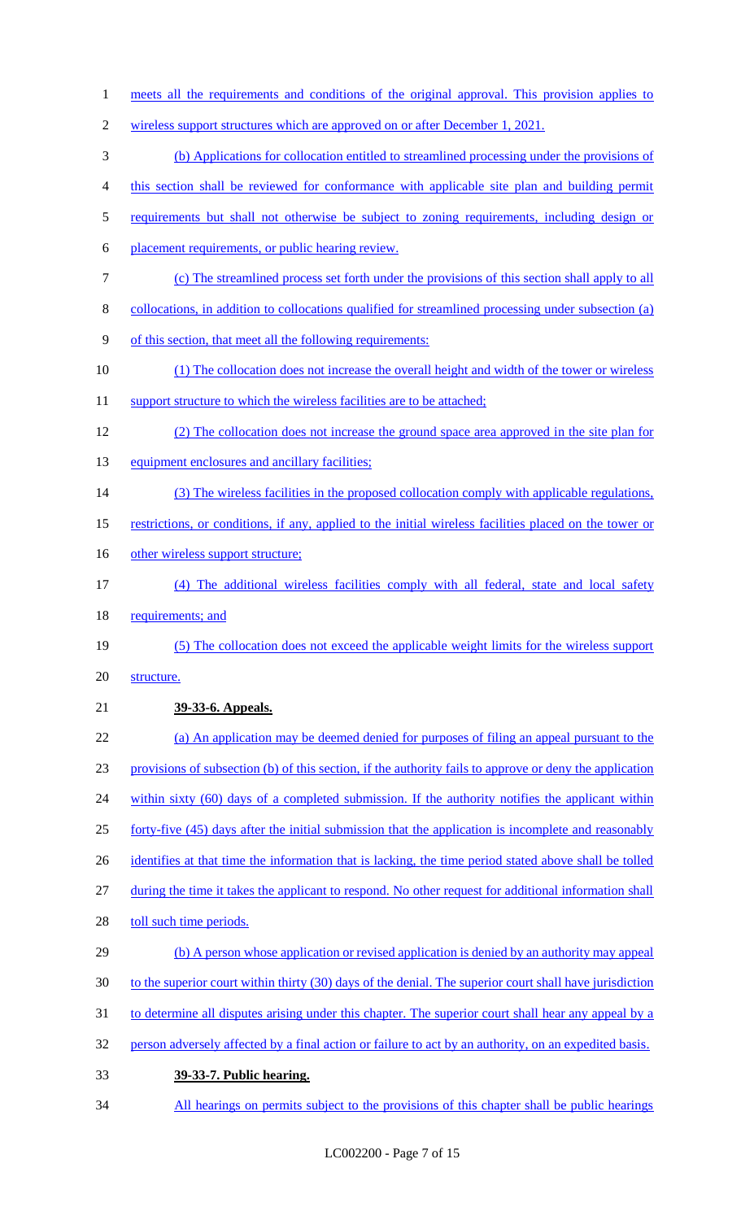meets all the requirements and conditions of the original approval. This provision applies to wireless support structures which are approved on or after December 1, 2021.

(b) Applications for collocation entitled to streamlined processing under the provisions of this section shall be reviewed for conformance with applicable site plan and building permit requirements but shall not otherwise be subject to zoning requirements, including design or placement requirements, or public hearing review.

(c) The streamlined process set forth under the provisions of this section shall apply to all collocations, in addition to collocations qualified for streamlined processing under subsection (a) of this section, that meet all the following requirements:

(1) The collocation does not increase the overall height and width of the tower or wireless support structure to which the wireless facilities are to be attached;

(2) The collocation does not increase the ground space area approved in the site plan for equipment enclosures and ancillary facilities;

(3) The wireless facilities in the proposed collocation comply with applicable regulations, restrictions, or conditions, if any, applied to the initial wireless facilities placed on the tower or other wireless support structure;

(4) The additional wireless facilities comply with all federal, state and local safety requirements; and

(5) The collocation does not exceed the applicable weight limits for the wireless support structure.

**39-33-6. Appeals.**

(a) An application may be deemed denied for purposes of filing an appeal pursuant to the provisions of subsection (b) of this section, if the authority fails to approve or deny the application within sixty (60) days of a completed submission. If the authority notifies the applicant within forty-five (45) days after the initial submission that the application is incomplete and reasonably identifies at that time the information that is lacking, the time period stated above shall be tolled during the time it takes the applicant to respond. No other request for additional information shall toll such time periods.

(b) A person whose application or revised application is denied by an authority may appeal to the superior court within thirty (30) days of the denial. The superior court shall have jurisdiction to determine all disputes arising under this chapter. The superior court shall hear any appeal by a person adversely affected by a final action or failure to act by an authority, on an expedited basis.

**39-33-7. Public hearing.**

All hearings on permits subject to the provisions of this chapter shall be public hearings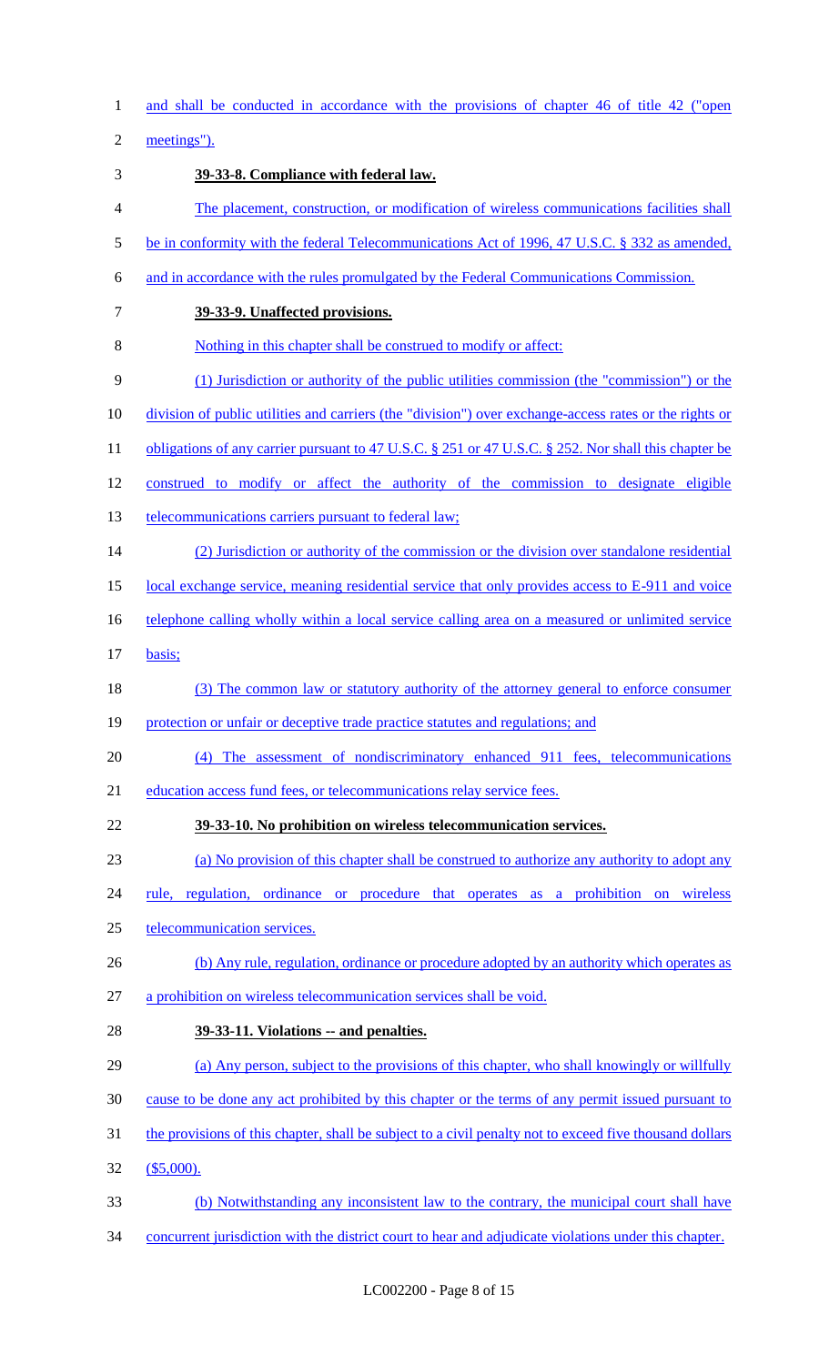and shall be conducted in accordance with the provisions of chapter 46 of title 42 ("open meetings").

**39-33-8. Compliance with federal law.**

The placement, construction, or modification of wireless communications facilities shall be in conformity with the federal Telecommunications Act of 1996, 47 U.S.C. § 332 as amended, and in accordance with the rules promulgated by the Federal Communications Commission.

**39-33-9. Unaffected provisions.**

Nothing in this chapter shall be construed to modify or affect:

(1) Jurisdiction or authority of the public utilities commission (the "commission") or the division of public utilities and carriers (the "division") over exchange-access rates or the rights or obligations of any carrier pursuant to 47 U.S.C. § 251 or 47 U.S.C. § 252. Nor shall this chapter be construed to modify or affect the authority of the commission to designate eligible telecommunications carriers pursuant to federal law;

(2) Jurisdiction or authority of the commission or the division over standalone residential local exchange service, meaning residential service that only provides access to E-911 and voice telephone calling wholly within a local service calling area on a measured or unlimited service basis;

(3) The common law or statutory authority of the attorney general to enforce consumer protection or unfair or deceptive trade practice statutes and regulations; and

(4) The assessment of nondiscriminatory enhanced 911 fees, telecommunications education access fund fees, or telecommunications relay service fees.

**39-33-10. No prohibition on wireless telecommunication services.**

(a) No provision of this chapter shall be construed to authorize any authority to adopt any rule, regulation, ordinance or procedure that operates as a prohibition on wireless telecommunication services.

(b) Any rule, regulation, ordinance or procedure adopted by an authority which operates as a prohibition on wireless telecommunication services shall be void.

**39-33-11. Violations -- and penalties.**

(a) Any person, subject to the provisions of this chapter, who shall knowingly or willfully cause to be done any act prohibited by this chapter or the terms of any permit issued pursuant to the provisions of this chapter, shall be subject to a civil penalty not to exceed five thousand dollars ($5,000).

(b) Notwithstanding any inconsistent law to the contrary, the municipal court shall have concurrent jurisdiction with the district court to hear and adjudicate violations under this chapter.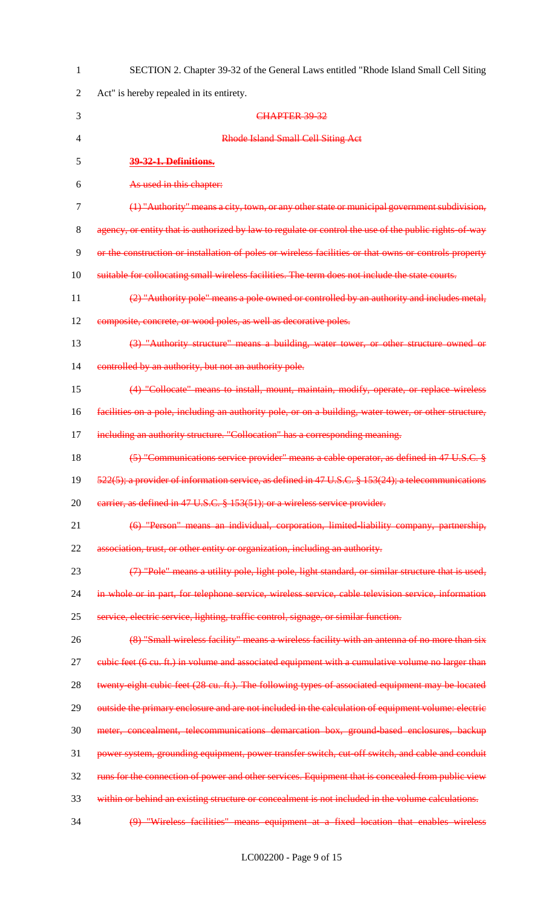SECTION 2. Chapter 39-32 of the General Laws entitled "Rhode Island Small Cell Siting Act" is hereby repealed in its entirety.

~~CHAPTER 39-32~~

~~Rhode Island Small Cell Siting Act~~

~~**39-32-1. Definitions.**~~

~~As used in this chapter:~~

~~(1) "Authority" means a city, town, or any other state or municipal government subdivision, agency, or entity that is authorized by law to regulate or control the use of the public rights-of-way or the construction or installation of poles or wireless facilities or that owns or controls property suitable for collocating small wireless facilities. The term does not include the state courts.~~

~~(2) "Authority pole" means a pole owned or controlled by an authority and includes metal, composite, concrete, or wood poles, as well as decorative poles.~~

~~(3) "Authority structure" means a building, water tower, or other structure owned or controlled by an authority, but not an authority pole.~~

~~(4) "Collocate" means to install, mount, maintain, modify, operate, or replace wireless facilities on a pole, including an authority pole, or on a building, water tower, or other structure, including an authority structure. "Collocation" has a corresponding meaning.~~

~~(5) "Communications service provider" means a cable operator, as defined in 47 U.S.C. § 522(5); a provider of information service, as defined in 47 U.S.C. § 153(24); a telecommunications carrier, as defined in 47 U.S.C. § 153(51); or a wireless service provider.~~

~~(6) "Person" means an individual, corporation, limited-liability company, partnership, association, trust, or other entity or organization, including an authority.~~

~~(7) "Pole" means a utility pole, light pole, light standard, or similar structure that is used, in whole or in part, for telephone service, wireless service, cable television service, information service, electric service, lighting, traffic control, signage, or similar function.~~

~~(8) "Small wireless facility" means a wireless facility with an antenna of no more than six cubic feet (6 cu. ft.) in volume and associated equipment with a cumulative volume no larger than twenty-eight cubic feet (28 cu. ft.). The following types of associated equipment may be located outside the primary enclosure and are not included in the calculation of equipment volume: electric meter, concealment, telecommunications demarcation box, ground-based enclosures, backup power system, grounding equipment, power transfer switch, cut-off switch, and cable and conduit runs for the connection of power and other services. Equipment that is concealed from public view within or behind an existing structure or concealment is not included in the volume calculations.~~

~~(9) "Wireless facilities" means equipment at a fixed location that enables wireless~~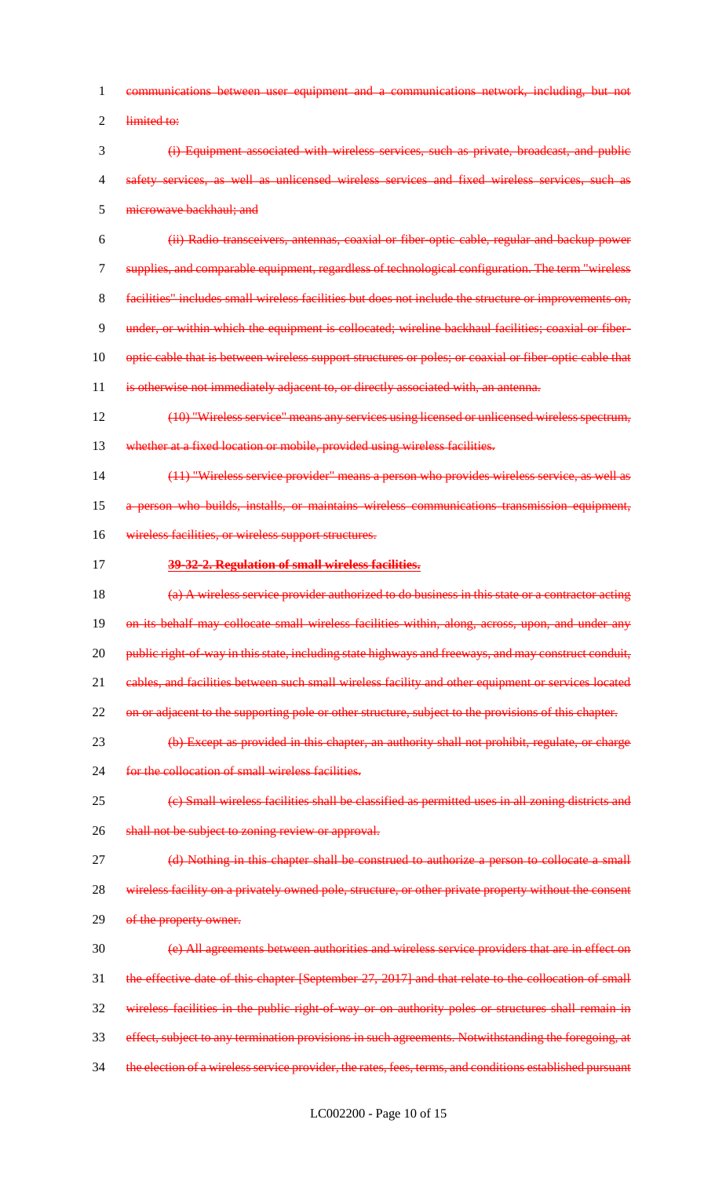communications between user equipment and a communications network, including, but not limited to:

(i) Equipment associated with wireless services, such as private, broadcast, and public safety services, as well as unlicensed wireless services and fixed wireless services, such as microwave backhaul; and

(ii) Radio transceivers, antennas, coaxial or fiber-optic cable, regular and backup power supplies, and comparable equipment, regardless of technological configuration. The term "wireless facilities" includes small wireless facilities but does not include the structure or improvements on, under, or within which the equipment is collocated; wireline backhaul facilities; coaxial or fiber-optic cable that is between wireless support structures or poles; or coaxial or fiber-optic cable that is otherwise not immediately adjacent to, or directly associated with, an antenna.

(10) "Wireless service" means any services using licensed or unlicensed wireless spectrum, whether at a fixed location or mobile, provided using wireless facilities.

(11) "Wireless service provider" means a person who provides wireless service, as well as a person who builds, installs, or maintains wireless communications transmission equipment, wireless facilities, or wireless support structures.

**39-32-2. Regulation of small wireless facilities.**

(a) A wireless service provider authorized to do business in this state or a contractor acting on its behalf may collocate small wireless facilities within, along, across, upon, and under any public right-of-way in this state, including state highways and freeways, and may construct conduit, cables, and facilities between such small wireless facility and other equipment or services located on or adjacent to the supporting pole or other structure, subject to the provisions of this chapter.

(b) Except as provided in this chapter, an authority shall not prohibit, regulate, or charge for the collocation of small wireless facilities.

(c) Small wireless facilities shall be classified as permitted uses in all zoning districts and shall not be subject to zoning review or approval.

(d) Nothing in this chapter shall be construed to authorize a person to collocate a small wireless facility on a privately owned pole, structure, or other private property without the consent of the property owner.

(e) All agreements between authorities and wireless service providers that are in effect on the effective date of this chapter [September 27, 2017] and that relate to the collocation of small wireless facilities in the public right-of-way or on authority poles or structures shall remain in effect, subject to any termination provisions in such agreements. Notwithstanding the foregoing, at the election of a wireless service provider, the rates, fees, terms, and conditions established pursuant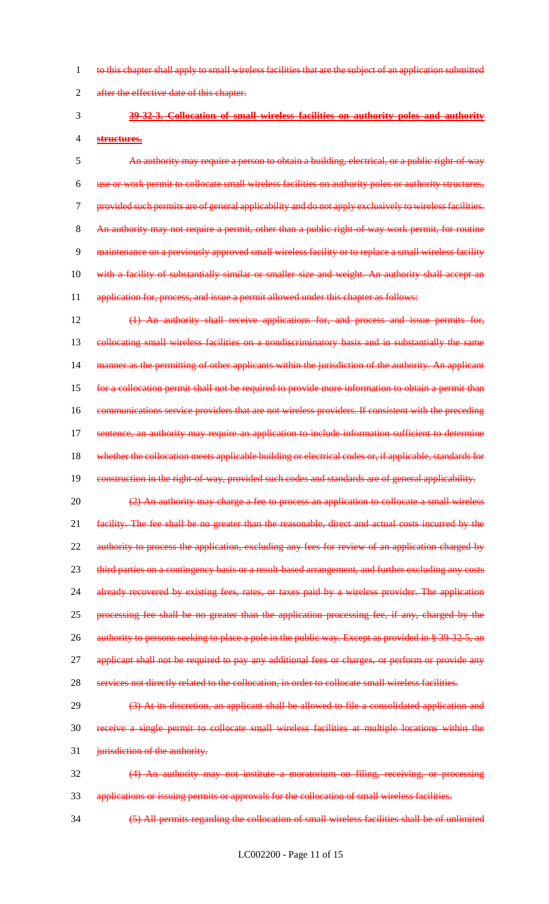to this chapter shall apply to small wireless facilities that are the subject of an application submitted after the effective date of this chapter.

**39-32-3. Collocation of small wireless facilities on authority poles and authority structures.**

An authority may require a person to obtain a building, electrical, or a public right-of-way use or work permit to collocate small wireless facilities on authority poles or authority structures, provided such permits are of general applicability and do not apply exclusively to wireless facilities. An authority may not require a permit, other than a public right-of-way work permit, for routine maintenance on a previously approved small wireless facility or to replace a small wireless facility with a facility of substantially similar or smaller size and weight. An authority shall accept an application for, process, and issue a permit allowed under this chapter as follows:

(1) An authority shall receive applications for, and process and issue permits for, collocating small wireless facilities on a nondiscriminatory basis and in substantially the same manner as the permitting of other applicants within the jurisdiction of the authority. An applicant for a collocation permit shall not be required to provide more information to obtain a permit than communications service providers that are not wireless providers. If consistent with the preceding sentence, an authority may require an application to include information sufficient to determine whether the collocation meets applicable building or electrical codes or, if applicable, standards for construction in the right-of-way, provided such codes and standards are of general applicability.

(2) An authority may charge a fee to process an application to collocate a small wireless facility. The fee shall be no greater than the reasonable, direct and actual costs incurred by the authority to process the application, excluding any fees for review of an application charged by third parties on a contingency basis or a result-based arrangement, and further excluding any costs already recovered by existing fees, rates, or taxes paid by a wireless provider. The application processing fee shall be no greater than the application processing fee, if any, charged by the authority to persons seeking to place a pole in the public way. Except as provided in § 39-32-5, an applicant shall not be required to pay any additional fees or charges, or perform or provide any services not directly related to the collocation, in order to collocate small wireless facilities.

(3) At its discretion, an applicant shall be allowed to file a consolidated application and receive a single permit to collocate small wireless facilities at multiple locations within the jurisdiction of the authority.

(4) An authority may not institute a moratorium on filing, receiving, or processing applications or issuing permits or approvals for the collocation of small wireless facilities.

(5) All permits regarding the collocation of small wireless facilities shall be of unlimited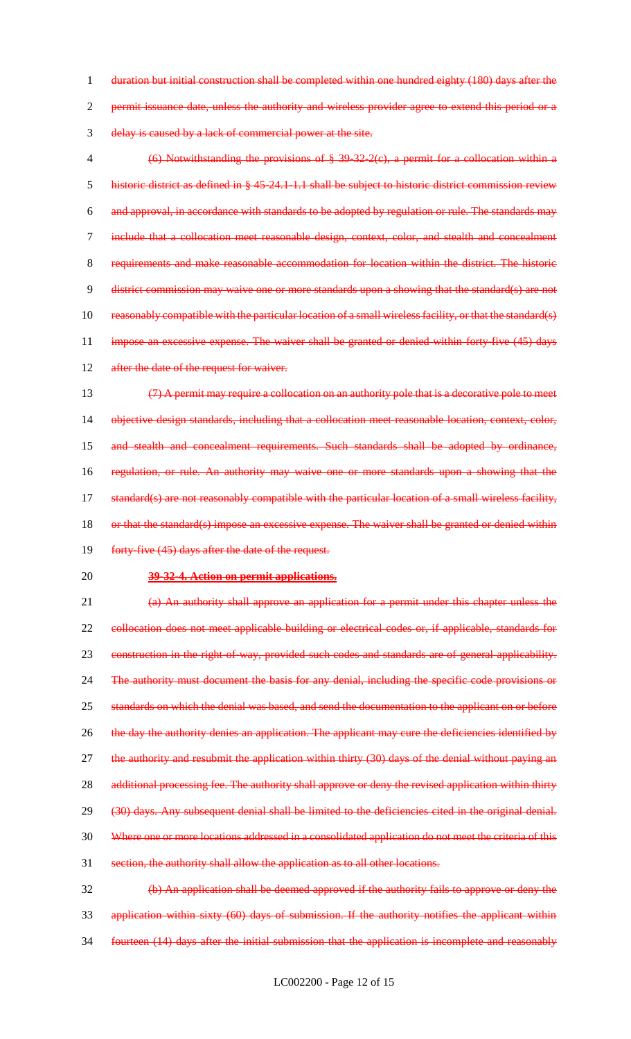duration but initial construction shall be completed within one hundred eighty (180) days after the permit issuance date, unless the authority and wireless provider agree to extend this period or a delay is caused by a lack of commercial power at the site.

(6) Notwithstanding the provisions of § 39-32-2(c), a permit for a collocation within a historic district as defined in § 45-24.1-1.1 shall be subject to historic district commission review and approval, in accordance with standards to be adopted by regulation or rule. The standards may include that a collocation meet reasonable design, context, color, and stealth and concealment requirements and make reasonable accommodation for location within the district. The historic district commission may waive one or more standards upon a showing that the standard(s) are not reasonably compatible with the particular location of a small wireless facility, or that the standard(s) impose an excessive expense. The waiver shall be granted or denied within forty-five (45) days after the date of the request for waiver.

(7) A permit may require a collocation on an authority pole that is a decorative pole to meet objective design standards, including that a collocation meet reasonable location, context, color, and stealth and concealment requirements. Such standards shall be adopted by ordinance, regulation, or rule. An authority may waive one or more standards upon a showing that the standard(s) are not reasonably compatible with the particular location of a small wireless facility, or that the standard(s) impose an excessive expense. The waiver shall be granted or denied within forty-five (45) days after the date of the request.

**39-32-4. Action on permit applications.**

(a) An authority shall approve an application for a permit under this chapter unless the collocation does not meet applicable building or electrical codes or, if applicable, standards for construction in the right-of-way, provided such codes and standards are of general applicability. The authority must document the basis for any denial, including the specific code provisions or standards on which the denial was based, and send the documentation to the applicant on or before the day the authority denies an application. The applicant may cure the deficiencies identified by the authority and resubmit the application within thirty (30) days of the denial without paying an additional processing fee. The authority shall approve or deny the revised application within thirty (30) days. Any subsequent denial shall be limited to the deficiencies cited in the original denial. Where one or more locations addressed in a consolidated application do not meet the criteria of this section, the authority shall allow the application as to all other locations.

(b) An application shall be deemed approved if the authority fails to approve or deny the application within sixty (60) days of submission. If the authority notifies the applicant within fourteen (14) days after the initial submission that the application is incomplete and reasonably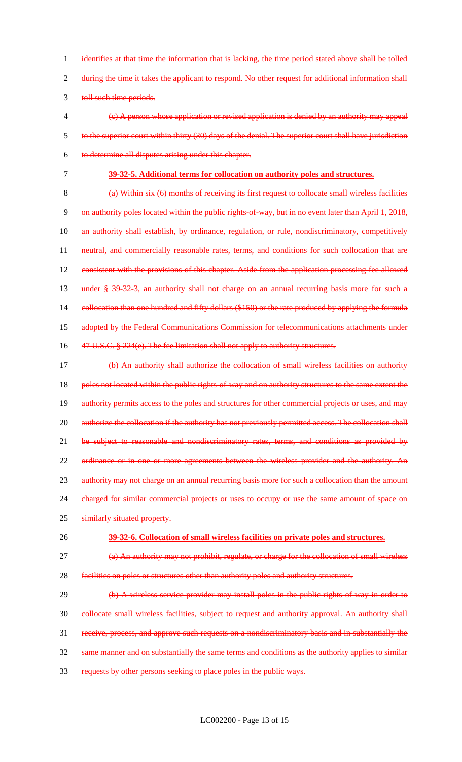identifies at that time the information that is lacking, the time period stated above shall be tolled during the time it takes the applicant to respond. No other request for additional information shall toll such time periods.

(c) A person whose application or revised application is denied by an authority may appeal to the superior court within thirty (30) days of the denial. The superior court shall have jurisdiction to determine all disputes arising under this chapter.

**39-32-5. Additional terms for collocation on authority poles and structures.**

(a) Within six (6) months of receiving its first request to collocate small wireless facilities on authority poles located within the public rights-of-way, but in no event later than April 1, 2018, an authority shall establish, by ordinance, regulation, or rule, nondiscriminatory, competitively neutral, and commercially reasonable rates, terms, and conditions for such collocation that are consistent with the provisions of this chapter. Aside from the application processing fee allowed under § 39-32-3, an authority shall not charge on an annual recurring basis more for such a collocation than one hundred and fifty dollars ($150) or the rate produced by applying the formula adopted by the Federal Communications Commission for telecommunications attachments under 47 U.S.C. § 224(e). The fee limitation shall not apply to authority structures.

(b) An authority shall authorize the collocation of small wireless facilities on authority poles not located within the public rights-of-way and on authority structures to the same extent the authority permits access to the poles and structures for other commercial projects or uses, and may authorize the collocation if the authority has not previously permitted access. The collocation shall be subject to reasonable and nondiscriminatory rates, terms, and conditions as provided by ordinance or in one or more agreements between the wireless provider and the authority. An authority may not charge on an annual recurring basis more for such a collocation than the amount charged for similar commercial projects or uses to occupy or use the same amount of space on similarly situated property.

**39-32-6. Collocation of small wireless facilities on private poles and structures.**

(a) An authority may not prohibit, regulate, or charge for the collocation of small wireless facilities on poles or structures other than authority poles and authority structures.

(b) A wireless service provider may install poles in the public rights-of-way in order to collocate small wireless facilities, subject to request and authority approval. An authority shall receive, process, and approve such requests on a nondiscriminatory basis and in substantially the same manner and on substantially the same terms and conditions as the authority applies to similar requests by other persons seeking to place poles in the public ways.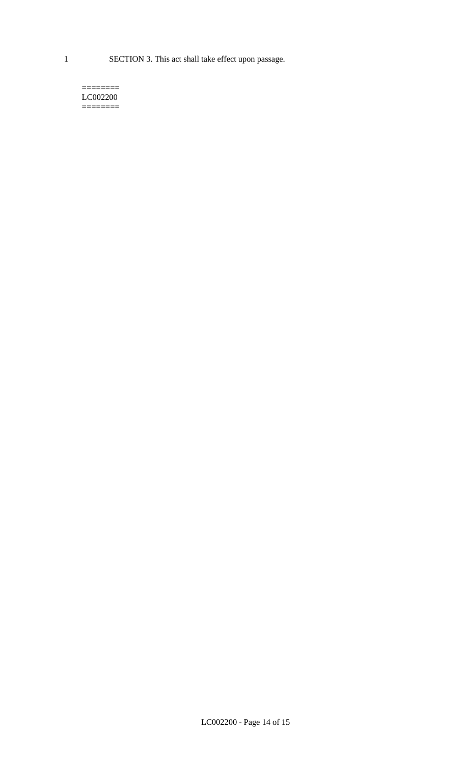SECTION 3. This act shall take effect upon passage.

========
LC002200
========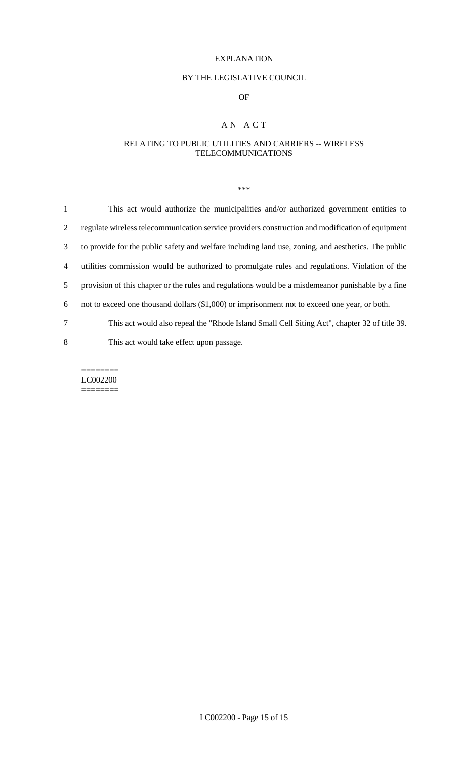EXPLANATION

BY THE LEGISLATIVE COUNCIL

OF

# A N A C T

## RELATING TO PUBLIC UTILITIES AND CARRIERS -- WIRELESS TELECOMMUNICATIONS

\*\*\*

This act would authorize the municipalities and/or authorized government entities to regulate wireless telecommunication service providers construction and modification of equipment to provide for the public safety and welfare including land use, zoning, and aesthetics. The public utilities commission would be authorized to promulgate rules and regulations. Violation of the provision of this chapter or the rules and regulations would be a misdemeanor punishable by a fine not to exceed one thousand dollars ($1,000) or imprisonment not to exceed one year, or both.

This act would also repeal the "Rhode Island Small Cell Siting Act", chapter 32 of title 39.

This act would take effect upon passage.

========
LC002200
========